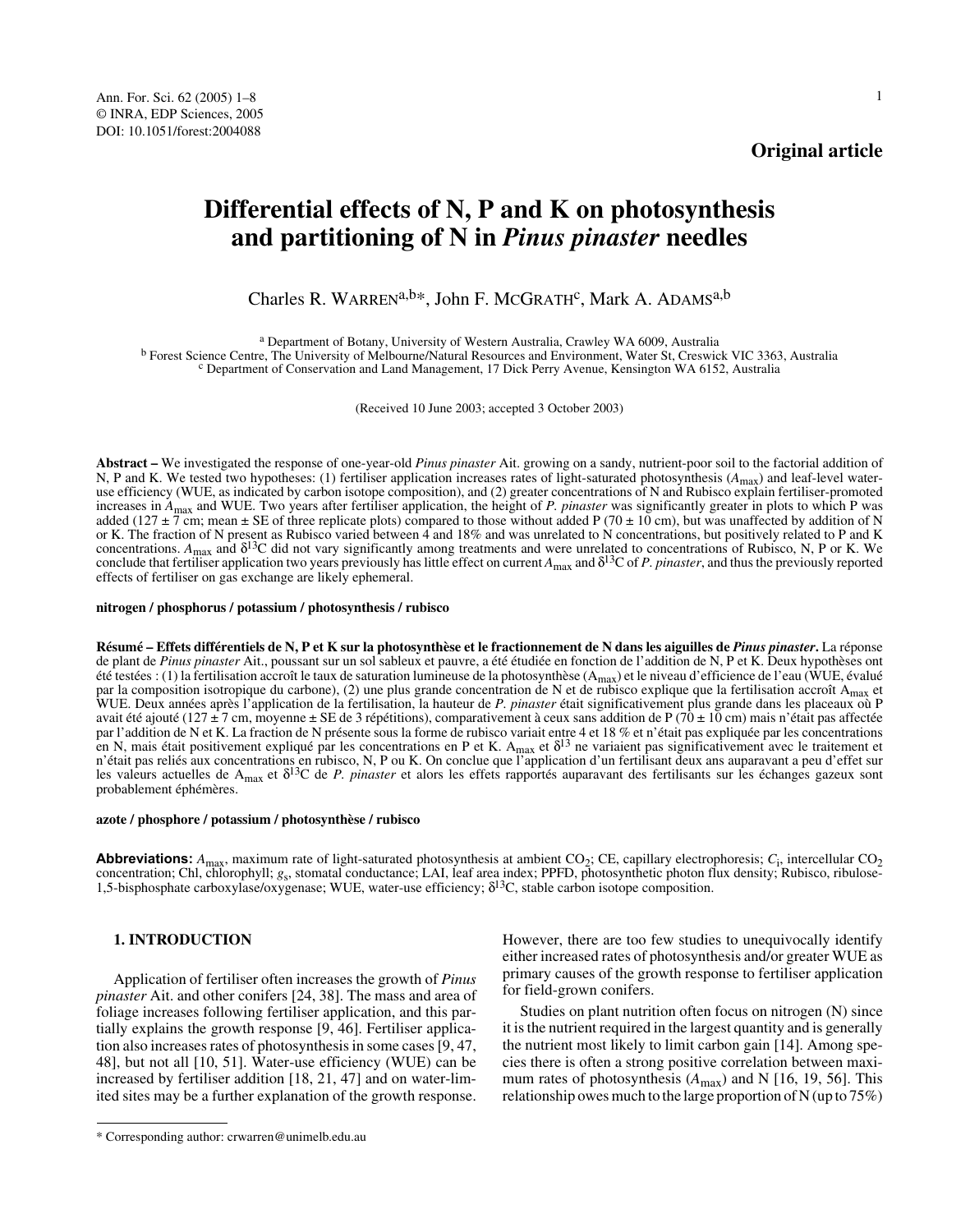Original article

# Differential effects of N, P and K on photosynthesis and partitioning of N in *Pinus pinaster* needles

Charles R. WARREN[a,b*], John F. MCGRATH[c], Mark A. ADAMS[a,b]

[a] Department of Botany, University of Western Australia, Crawley WA 6009, Australia
[b] Forest Science Centre, The University of Melbourne/Natural Resources and Environment, Water St, Creswick VIC 3363, Australia
[c] Department of Conservation and Land Management, 17 Dick Perry Avenue, Kensington WA 6152, Australia

(Received 10 June 2003; accepted 3 October 2003)

**Abstract –** We investigated the response of one-year-old *Pinus pinaster* Ait. growing on a sandy, nutrient-poor soil to the factorial addition of N, P and K. We tested two hypotheses: (1) fertiliser application increases rates of light-saturated photosynthesis ($A_{max}$) and leaf-level water-use efficiency (WUE, as indicated by carbon isotope composition), and (2) greater concentrations of N and Rubisco explain fertiliser-promoted increases in $A_{max}$ and WUE. Two years after fertiliser application, the height of *P. pinaster* was significantly greater in plots to which P was added (127 ± 7 cm; mean ± SE of three replicate plots) compared to those without added P (70 ± 10 cm), but was unaffected by addition of N or K. The fraction of N present as Rubisco varied between 4 and 18% and was unrelated to N concentrations, but positively related to P and K concentrations. $A_{max}$ and $\delta^{13}C$ did not vary significantly among treatments and were unrelated to concentrations of Rubisco, N, P or K. We conclude that fertiliser application two years previously has little effect on current $A_{max}$ and $\delta^{13}C$ of *P. pinaster*, and thus the previously reported effects of fertiliser on gas exchange are likely ephemeral.

**nitrogen / phosphorus / potassium / photosynthesis / rubisco**

**Résumé – Effets différentiels de N, P et K sur la photosynthèse et le fractionnement de N dans les aiguilles de *Pinus pinaster*.** La réponse de plant de *Pinus pinaster* Ait., poussant sur un sol sableux et pauvre, a été étudiée en fonction de l'addition de N, P et K. Deux hypothèses ont été testées : (1) la fertilisation accroît le taux de saturation lumineuse de la photosynthèse ($A_{max}$) et le niveau d'efficience de l'eau (WUE, évalué par la composition isotropique du carbone), (2) une plus grande concentration de N et de rubisco explique que la fertilisation accroît $A_{max}$ et WUE. Deux années après l'application de la fertilisation, la hauteur de *P. pinaster* était significativement plus grande dans les placeaux où P avait été ajouté (127 ± 7 cm, moyenne ± SE de 3 répétitions), comparativement à ceux sans addition de P (70 ± 10 cm) mais n'était pas affectée par l'addition de N et K. La fraction de N présente sous la forme de rubisco variait entre 4 et 18 % et n'était pas expliquée par les concentrations en N, mais était positivement expliqué par les concentrations en P et K. $A_{max}$ et $\delta^{13}$ ne variaient pas significativement avec le traitement et n'était pas reliés aux concentrations en rubisco, N, P ou K. On conclue que l'application d'un fertilisant deux ans auparavant a peu d'effet sur les valeurs actuelles de $A_{max}$ et $\delta^{13}C$ de *P. pinaster* et alors les effets rapportés auparavant des fertilisants sur les échanges gazeux sont probablement éphémères.

**azote / phosphore / potassium / photosynthèse / rubisco**

**Abbreviations:** $A_{max}$, maximum rate of light-saturated photosynthesis at ambient $CO_2$; CE, capillary electrophoresis; $C_i$, intercellular $CO_2$ concentration; Chl, chlorophyll; $g_s$, stomatal conductance; LAI, leaf area index; PPFD, photosynthetic photon flux density; Rubisco, ribulose-1,5-bisphosphate carboxylase/oxygenase; WUE, water-use efficiency; $\delta^{13}C$, stable carbon isotope composition.

## 1. INTRODUCTION

Application of fertiliser often increases the growth of *Pinus pinaster* Ait. and other conifers [24, 38]. The mass and area of foliage increases following fertiliser application, and this partially explains the growth response [9, 46]. Fertiliser application also increases rates of photosynthesis in some cases [9, 47, 48], but not all [10, 51]. Water-use efficiency (WUE) can be increased by fertiliser addition [18, 21, 47] and on water-limited sites may be a further explanation of the growth response. However, there are too few studies to unequivocally identify either increased rates of photosynthesis and/or greater WUE as primary causes of the growth response to fertiliser application for field-grown conifers.

Studies on plant nutrition often focus on nitrogen (N) since it is the nutrient required in the largest quantity and is generally the nutrient most likely to limit carbon gain [14]. Among species there is often a strong positive correlation between maximum rates of photosynthesis ($A_{max}$) and N [16, 19, 56]. This relationship owes much to the large proportion of N (up to 75%)

\* Corresponding author: crwarren@unimelb.edu.au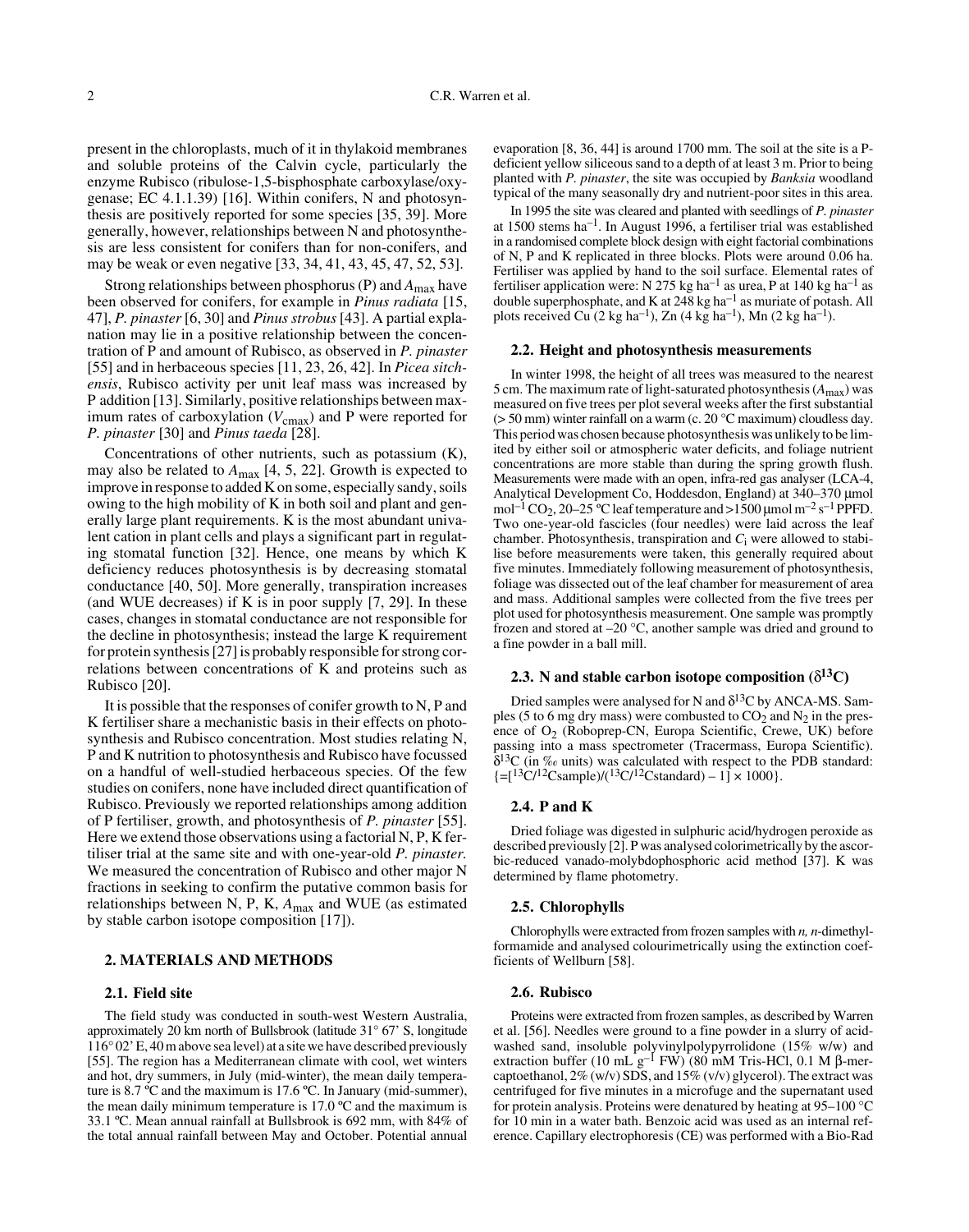present in the chloroplasts, much of it in thylakoid membranes and soluble proteins of the Calvin cycle, particularly the enzyme Rubisco (ribulose-1,5-bisphosphate carboxylase/oxygenase; EC 4.1.1.39) [16]. Within conifers, N and photosynthesis are positively reported for some species [35, 39]. More generally, however, relationships between N and photosynthesis are less consistent for conifers than for non-conifers, and may be weak or even negative [33, 34, 41, 43, 45, 47, 52, 53].

Strong relationships between phosphorus (P) and $A_{max}$ have been observed for conifers, for example in *Pinus radiata* [15, 47], *P. pinaster* [6, 30] and *Pinus strobus* [43]. A partial explanation may lie in a positive relationship between the concentration of P and amount of Rubisco, as observed in *P. pinaster* [55] and in herbaceous species [11, 23, 26, 42]. In *Picea sitchensis*, Rubisco activity per unit leaf mass was increased by P addition [13]. Similarly, positive relationships between maximum rates of carboxylation ($V_{cmax}$) and P were reported for *P. pinaster* [30] and *Pinus taeda* [28].

Concentrations of other nutrients, such as potassium (K), may also be related to $A_{max}$ [4, 5, 22]. Growth is expected to improve in response to added K on some, especially sandy, soils owing to the high mobility of K in both soil and plant and generally large plant requirements. K is the most abundant univalent cation in plant cells and plays a significant part in regulating stomatal function [32]. Hence, one means by which K deficiency reduces photosynthesis is by decreasing stomatal conductance [40, 50]. More generally, transpiration increases (and WUE decreases) if K is in poor supply [7, 29]. In these cases, changes in stomatal conductance are not responsible for the decline in photosynthesis; instead the large K requirement for protein synthesis [27] is probably responsible for strong correlations between concentrations of K and proteins such as Rubisco [20].

It is possible that the responses of conifer growth to N, P and K fertiliser share a mechanistic basis in their effects on photosynthesis and Rubisco concentration. Most studies relating N, P and K nutrition to photosynthesis and Rubisco have focussed on a handful of well-studied herbaceous species. Of the few studies on conifers, none have included direct quantification of Rubisco. Previously we reported relationships among addition of P fertiliser, growth, and photosynthesis of *P. pinaster* [55]. Here we extend those observations using a factorial N, P, K fertiliser trial at the same site and with one-year-old *P. pinaster*. We measured the concentration of Rubisco and other major N fractions in seeking to confirm the putative common basis for relationships between N, P, K, $A_{max}$ and WUE (as estimated by stable carbon isotope composition [17]).

## 2. MATERIALS AND METHODS

### 2.1. Field site

The field study was conducted in south-west Western Australia, approximately 20 km north of Bullsbrook (latitude 31° 67' S, longitude 116° 02' E, 40 m above sea level) at a site we have described previously [55]. The region has a Mediterranean climate with cool, wet winters and hot, dry summers, in July (mid-winter), the mean daily temperature is 8.7 ºC and the maximum is 17.6 ºC. In January (mid-summer), the mean daily minimum temperature is 17.0 ºC and the maximum is 33.1 ºC. Mean annual rainfall at Bullsbrook is 692 mm, with 84% of the total annual rainfall between May and October. Potential annual evaporation [8, 36, 44] is around 1700 mm. The soil at the site is a P-deficient yellow siliceous sand to a depth of at least 3 m. Prior to being planted with *P. pinaster*, the site was occupied by *Banksia* woodland typical of the many seasonally dry and nutrient-poor sites in this area.

In 1995 the site was cleared and planted with seedlings of *P. pinaster* at 1500 stems $ha^{-1}$. In August 1996, a fertiliser trial was established in a randomised complete block design with eight factorial combinations of N, P and K replicated in three blocks. Plots were around 0.06 ha. Fertiliser was applied by hand to the soil surface. Elemental rates of fertiliser application were: N 275 kg $ha^{-1}$ as urea, P at 140 kg $ha^{-1}$ as double superphosphate, and K at 248 kg $ha^{-1}$ as muriate of potash. All plots received Cu (2 kg $ha^{-1}$), Zn (4 kg $ha^{-1}$), Mn (2 kg $ha^{-1}$).

### 2.2. Height and photosynthesis measurements

In winter 1998, the height of all trees was measured to the nearest 5 cm. The maximum rate of light-saturated photosynthesis ($A_{max}$) was measured on five trees per plot several weeks after the first substantial (> 50 mm) winter rainfall on a warm (c. 20 °C maximum) cloudless day. This period was chosen because photosynthesis was unlikely to be limited by either soil or atmospheric water deficits, and foliage nutrient concentrations are more stable than during the spring growth flush. Measurements were made with an open, infra-red gas analyser (LCA-4, Analytical Development Co, Hoddesdon, England) at 340–370 µmol $mol^{-1}$ $CO_2$, 20–25 ºC leaf temperature and >1500 µmol $m^{-2}$ $s^{-1}$ PPFD. Two one-year-old fascicles (four needles) were laid across the leaf chamber. Photosynthesis, transpiration and $C_i$ were allowed to stabilise before measurements were taken, this generally required about five minutes. Immediately following measurement of photosynthesis, foliage was dissected out of the leaf chamber for measurement of area and mass. Additional samples were collected from the five trees per plot used for photosynthesis measurement. One sample was promptly frozen and stored at –20 °C, another sample was dried and ground to a fine powder in a ball mill.

### 2.3. N and stable carbon isotope composition ($\delta^{13}C$)

Dried samples were analysed for N and $\delta^{13}C$ by ANCA-MS. Samples (5 to 6 mg dry mass) were combusted to $CO_2$ and $N_2$ in the presence of $O_2$ (Roboprep-CN, Europa Scientific, Crewe, UK) before passing into a mass spectrometer (Tracermass, Europa Scientific). $\delta^{13}C$ (in ‰ units) was calculated with respect to the PDB standard: $\{=[^{13}C/^{12}C\text{sample})/(^{13}C/^{12}C\text{standard}) - 1] \times 1000\}$.

### 2.4. P and K

Dried foliage was digested in sulphuric acid/hydrogen peroxide as described previously [2]. P was analysed colorimetrically by the ascorbic-reduced vanado-molybdophosphoric acid method [37]. K was determined by flame photometry.

### 2.5. Chlorophylls

Chlorophylls were extracted from frozen samples with *n, n*-dimethylformamide and analysed colourimetrically using the extinction coefficients of Wellburn [58].

### 2.6. Rubisco

Proteins were extracted from frozen samples, as described by Warren et al. [56]. Needles were ground to a fine powder in a slurry of acid-washed sand, insoluble polyvinylpolypyrrolidone (15% w/w) and extraction buffer (10 mL $g^{-1}$ FW) (80 mM Tris-HCl, 0.1 M β-mercaptoethanol, 2% (w/v) SDS, and 15% (v/v) glycerol). The extract was centrifuged for five minutes in a microfuge and the supernatant used for protein analysis. Proteins were denatured by heating at 95–100 °C for 10 min in a water bath. Benzoic acid was used as an internal reference. Capillary electrophoresis (CE) was performed with a Bio-Rad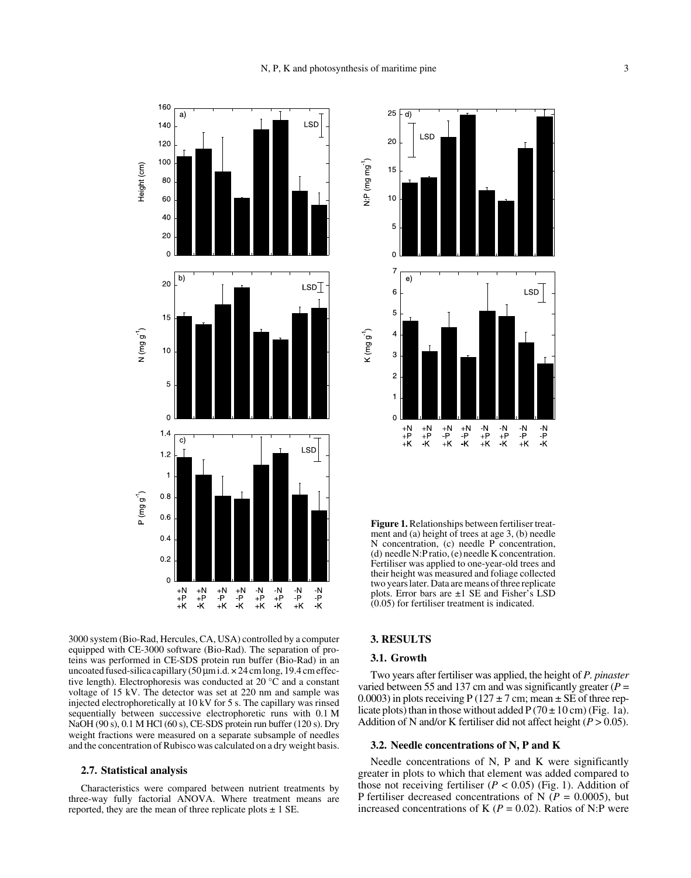**Figure 1.** Relationships between fertiliser treatment and (a) height of trees at age 3, (b) needle N concentration, (c) needle P concentration, (d) needle N:P ratio, (e) needle K concentration. Fertiliser was applied to one-year-old trees and their height was measured and foliage collected two years later. Data are means of three replicate plots. Error bars are ±1 SE and Fisher's LSD (0.05) for fertiliser treatment is indicated.

3000 system (Bio-Rad, Hercules, CA, USA) controlled by a computer equipped with CE-3000 software (Bio-Rad). The separation of proteins was performed in CE-SDS protein run buffer (Bio-Rad) in an uncoated fused-silica capillary (50 µm i.d. × 24 cm long, 19.4 cm effective length). Electrophoresis was conducted at 20 °C and a constant voltage of 15 kV. The detector was set at 220 nm and sample was injected electrophoretically at 10 kV for 5 s. The capillary was rinsed sequentially between successive electrophoretic runs with 0.1 M NaOH (90 s), 0.1 M HCl (60 s), CE-SDS protein run buffer (120 s). Dry weight fractions were measured on a separate subsample of needles and the concentration of Rubisco was calculated on a dry weight basis.

### 2.7. Statistical analysis

Characteristics were compared between nutrient treatments by three-way fully factorial ANOVA. Where treatment means are reported, they are the mean of three replicate plots ± 1 SE.

## 3. RESULTS

### 3.1. Growth

Two years after fertiliser was applied, the height of *P. pinaster* varied between 55 and 137 cm and was significantly greater ($P$ = 0.0003) in plots receiving P (127 ± 7 cm; mean ± SE of three replicate plots) than in those without added P (70 ± 10 cm) (Fig. 1a). Addition of N and/or K fertiliser did not affect height ($P > 0.05$).

### 3.2. Needle concentrations of N, P and K

Needle concentrations of N, P and K were significantly greater in plots to which that element was added compared to those not receiving fertiliser ($P < 0.05$) (Fig. 1). Addition of P fertiliser decreased concentrations of N ($P$ = 0.0005), but increased concentrations of K ($P$ = 0.02). Ratios of N:P were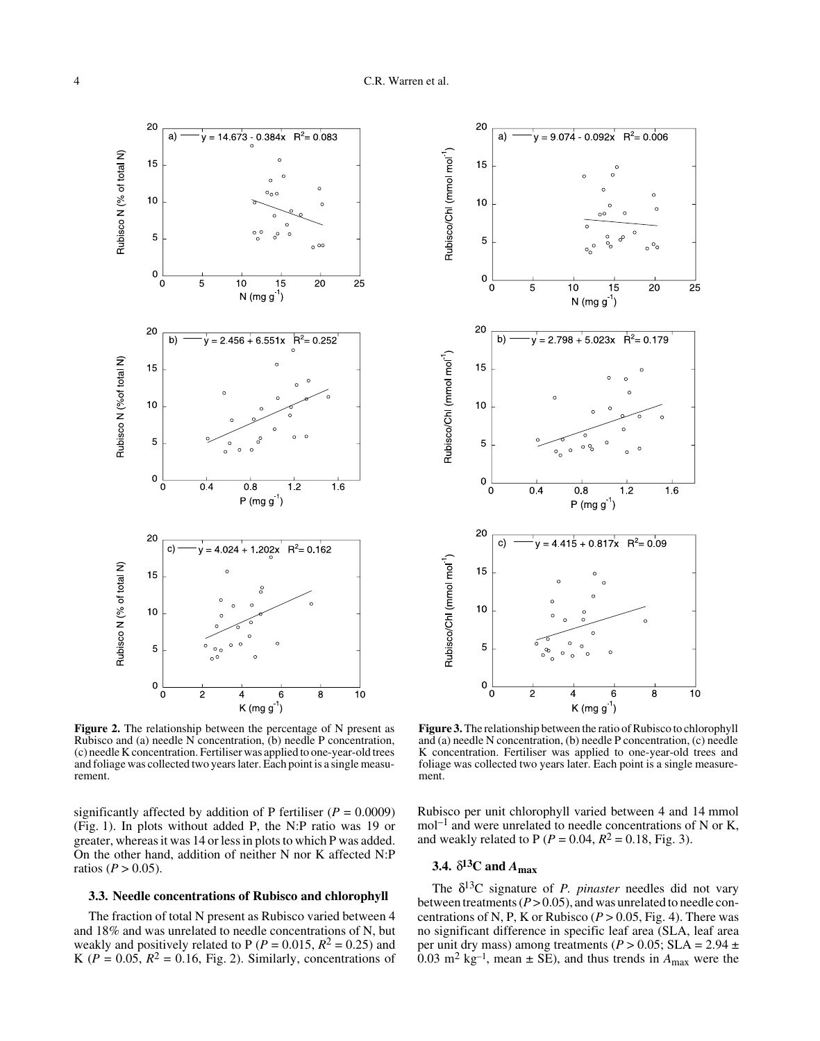**Figure 2.** The relationship between the percentage of N present as Rubisco and (a) needle N concentration, (b) needle P concentration, (c) needle K concentration. Fertiliser was applied to one-year-old trees and foliage was collected two years later. Each point is a single measurement.

**Figure 3.** The relationship between the ratio of Rubisco to chlorophyll and (a) needle N concentration, (b) needle P concentration, (c) needle K concentration. Fertiliser was applied to one-year-old trees and foliage was collected two years later. Each point is a single measurement.

significantly affected by addition of P fertiliser ($P = 0.0009$) (Fig. 1). In plots without added P, the N:P ratio was 19 or greater, whereas it was 14 or less in plots to which P was added. On the other hand, addition of neither N nor K affected N:P ratios ($P > 0.05$).

### 3.3. Needle concentrations of Rubisco and chlorophyll

The fraction of total N present as Rubisco varied between 4 and 18% and was unrelated to needle concentrations of N, but weakly and positively related to P ($P = 0.015$, $R^2 = 0.25$) and K ($P = 0.05$, $R^2 = 0.16$, Fig. 2). Similarly, concentrations of Rubisco per unit chlorophyll varied between 4 and 14 mmol $mol^{-1}$ and were unrelated to needle concentrations of N or K, and weakly related to P ($P = 0.04$, $R^2 = 0.18$, Fig. 3).

### 3.4. $\delta^{13}C$ and $A_{max}$

The $\delta^{13}C$ signature of *P. pinaster* needles did not vary between treatments ($P > 0.05$), and was unrelated to needle concentrations of N, P, K or Rubisco ($P > 0.05$, Fig. 4). There was no significant difference in specific leaf area (SLA, leaf area per unit dry mass) among treatments ($P > 0.05$; SLA = 2.94 ± 0.03 $m^2$ $kg^{-1}$, mean ± SE), and thus trends in $A_{max}$ were the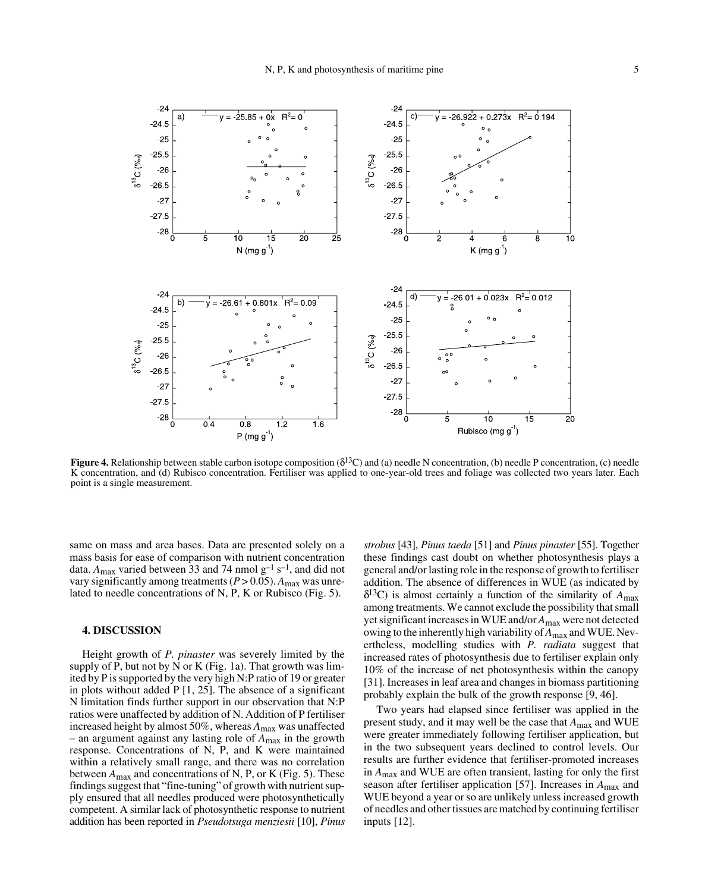**Figure 4.** Relationship between stable carbon isotope composition ($\delta^{13}C$) and (a) needle N concentration, (b) needle P concentration, (c) needle K concentration, and (d) Rubisco concentration. Fertiliser was applied to one-year-old trees and foliage was collected two years later. Each point is a single measurement.

same on mass and area bases. Data are presented solely on a mass basis for ease of comparison with nutrient concentration data. $A_{max}$ varied between 33 and 74 nmol g$^{-1}$ s$^{-1}$, and did not vary significantly among treatments ($P > 0.05$). $A_{max}$ was unrelated to needle concentrations of N, P, K or Rubisco (Fig. 5).

## 4. DISCUSSION

Height growth of *P. pinaster* was severely limited by the supply of P, but not by N or K (Fig. 1a). That growth was limited by P is supported by the very high N:P ratio of 19 or greater in plots without added P [1, 25]. The absence of a significant N limitation finds further support in our observation that N:P ratios were unaffected by addition of N. Addition of P fertiliser increased height by almost 50%, whereas $A_{max}$ was unaffected – an argument against any lasting role of $A_{max}$ in the growth response. Concentrations of N, P, and K were maintained within a relatively small range, and there was no correlation between $A_{max}$ and concentrations of N, P, or K (Fig. 5). These findings suggest that "fine-tuning" of growth with nutrient supply ensured that all needles produced were photosynthetically competent. A similar lack of photosynthetic response to nutrient addition has been reported in *Pseudotsuga menziesii* [10], *Pinus strobus* [43], *Pinus taeda* [51] and *Pinus pinaster* [55]. Together these findings cast doubt on whether photosynthesis plays a general and/or lasting role in the response of growth to fertiliser addition. The absence of differences in WUE (as indicated by $\delta^{13}C$) is almost certainly a function of the similarity of $A_{max}$ among treatments. We cannot exclude the possibility that small yet significant increases in WUE and/or $A_{max}$ were not detected owing to the inherently high variability of $A_{max}$ and WUE. Nevertheless, modelling studies with *P. radiata* suggest that increased rates of photosynthesis due to fertiliser explain only 10% of the increase of net photosynthesis within the canopy [31]. Increases in leaf area and changes in biomass partitioning probably explain the bulk of the growth response [9, 46].

Two years had elapsed since fertiliser was applied in the present study, and it may well be the case that $A_{max}$ and WUE were greater immediately following fertiliser application, but in the two subsequent years declined to control levels. Our results are further evidence that fertiliser-promoted increases in $A_{max}$ and WUE are often transient, lasting for only the first season after fertiliser application [57]. Increases in $A_{max}$ and WUE beyond a year or so are unlikely unless increased growth of needles and other tissues are matched by continuing fertiliser inputs [12].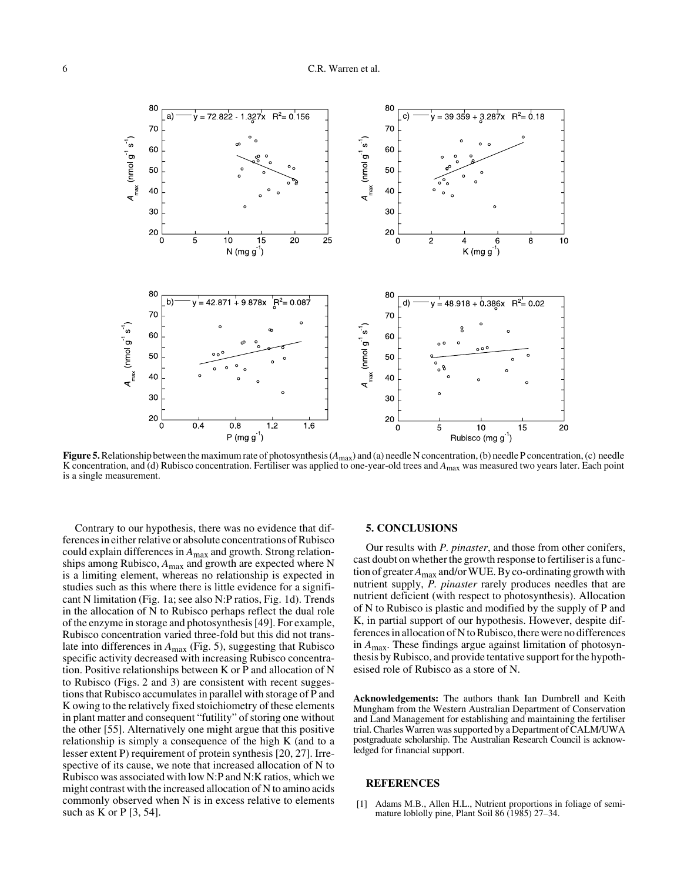**Figure 5.** Relationship between the maximum rate of photosynthesis ($A_{max}$) and (a) needle N concentration, (b) needle P concentration, (c) needle K concentration, and (d) Rubisco concentration. Fertiliser was applied to one-year-old trees and $A_{max}$ was measured two years later. Each point is a single measurement.

Contrary to our hypothesis, there was no evidence that differences in either relative or absolute concentrations of Rubisco could explain differences in $A_{max}$ and growth. Strong relationships among Rubisco, $A_{max}$ and growth are expected where N is a limiting element, whereas no relationship is expected in studies such as this where there is little evidence for a significant N limitation (Fig. 1a; see also N:P ratios, Fig. 1d). Trends in the allocation of N to Rubisco perhaps reflect the dual role of the enzyme in storage and photosynthesis [49]. For example, Rubisco concentration varied three-fold but this did not translate into differences in $A_{max}$ (Fig. 5), suggesting that Rubisco specific activity decreased with increasing Rubisco concentration. Positive relationships between K or P and allocation of N to Rubisco (Figs. 2 and 3) are consistent with recent suggestions that Rubisco accumulates in parallel with storage of P and K owing to the relatively fixed stoichiometry of these elements in plant matter and consequent "futility" of storing one without the other [55]. Alternatively one might argue that this positive relationship is simply a consequence of the high K (and to a lesser extent P) requirement of protein synthesis [20, 27]. Irrespective of its cause, we note that increased allocation of N to Rubisco was associated with low N:P and N:K ratios, which we might contrast with the increased allocation of N to amino acids commonly observed when N is in excess relative to elements such as K or P [3, 54].

## 5. CONCLUSIONS

Our results with *P. pinaster*, and those from other conifers, cast doubt on whether the growth response to fertiliser is a function of greater $A_{max}$ and/or WUE. By co-ordinating growth with nutrient supply, *P. pinaster* rarely produces needles that are nutrient deficient (with respect to photosynthesis). Allocation of N to Rubisco is plastic and modified by the supply of P and K, in partial support of our hypothesis. However, despite differences in allocation of N to Rubisco, there were no differences in $A_{max}$. These findings argue against limitation of photosynthesis by Rubisco, and provide tentative support for the hypothesised role of Rubisco as a store of N.

**Acknowledgements:** The authors thank Ian Dumbrell and Keith Mungham from the Western Australian Department of Conservation and Land Management for establishing and maintaining the fertiliser trial. Charles Warren was supported by a Department of CALM/UWA postgraduate scholarship. The Australian Research Council is acknowledged for financial support.

## REFERENCES

[1] Adams M.B., Allen H.L., Nutrient proportions in foliage of semi-mature loblolly pine, Plant Soil 86 (1985) 27–34.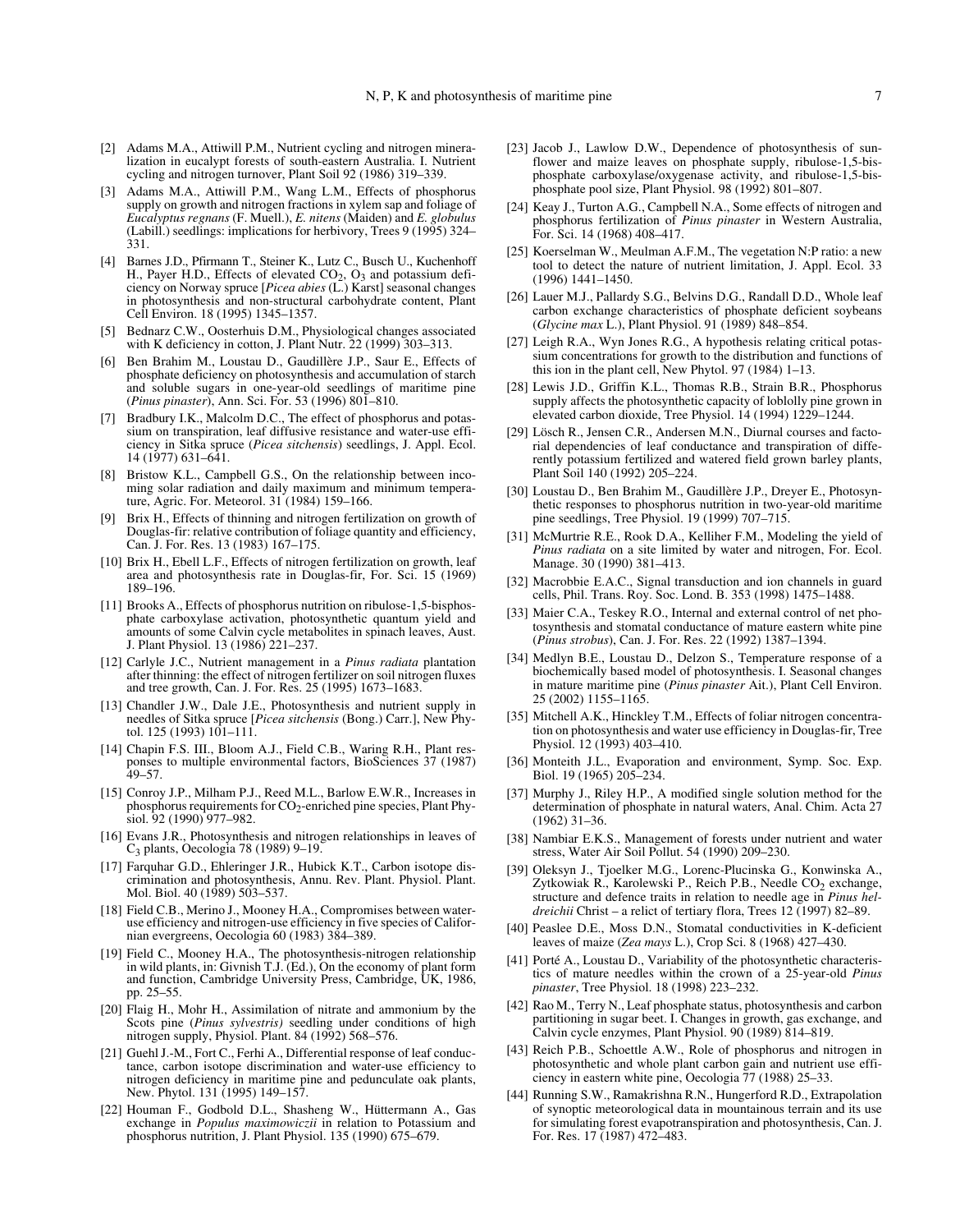[2] Adams M.A., Attiwill P.M., Nutrient cycling and nitrogen mineralization in eucalypt forests of south-eastern Australia. I. Nutrient cycling and nitrogen turnover, Plant Soil 92 (1986) 319–339.

[3] Adams M.A., Attiwill P.M., Wang L.M., Effects of phosphorus supply on growth and nitrogen fractions in xylem sap and foliage of *Eucalyptus regnans* (F. Muell.), *E. nitens* (Maiden) and *E. globulus* (Labill.) seedlings: implications for herbivory, Trees 9 (1995) 324–331.

[4] Barnes J.D., Pfirmann T., Steiner K., Lutz C., Busch U., Kuchenhoff H., Payer H.D., Effects of elevated $CO_2$, $O_3$ and potassium deficiency on Norway spruce [*Picea abies* (L.) Karst] seasonal changes in photosynthesis and non-structural carbohydrate content, Plant Cell Environ. 18 (1995) 1345–1357.

[5] Bednarz C.W., Oosterhuis D.M., Physiological changes associated with K deficiency in cotton, J. Plant Nutr. 22 (1999) 303–313.

[6] Ben Brahim M., Loustau D., Gaudillère J.P., Saur E., Effects of phosphate deficiency on photosynthesis and accumulation of starch and soluble sugars in one-year-old seedlings of maritime pine (*Pinus pinaster*), Ann. Sci. For. 53 (1996) 801–810.

[7] Bradbury I.K., Malcolm D.C., The effect of phosphorus and potassium on transpiration, leaf diffusive resistance and water-use efficiency in Sitka spruce (*Picea sitchensis*) seedlings, J. Appl. Ecol. 14 (1977) 631–641.

[8] Bristow K.L., Campbell G.S., On the relationship between incoming solar radiation and daily maximum and minimum temperature, Agric. For. Meteorol. 31 (1984) 159–166.

[9] Brix H., Effects of thinning and nitrogen fertilization on growth of Douglas-fir: relative contribution of foliage quantity and efficiency, Can. J. For. Res. 13 (1983) 167–175.

[10] Brix H., Ebell L.F., Effects of nitrogen fertilization on growth, leaf area and photosynthesis rate in Douglas-fir, For. Sci. 15 (1969) 189–196.

[11] Brooks A., Effects of phosphorus nutrition on ribulose-1,5-bisphosphate carboxylase activation, photosynthetic quantum yield and amounts of some Calvin cycle metabolites in spinach leaves, Aust. J. Plant Physiol. 13 (1986) 221–237.

[12] Carlyle J.C., Nutrient management in a *Pinus radiata* plantation after thinning: the effect of nitrogen fertilizer on soil nitrogen fluxes and tree growth, Can. J. For. Res. 25 (1995) 1673–1683.

[13] Chandler J.W., Dale J.E., Photosynthesis and nutrient supply in needles of Sitka spruce [*Picea sitchensis* (Bong.) Carr.], New Phytol. 125 (1993) 101–111.

[14] Chapin F.S. III., Bloom A.J., Field C.B., Waring R.H., Plant responses to multiple environmental factors, BioSciences 37 (1987) 49–57.

[15] Conroy J.P., Milham P.J., Reed M.L., Barlow E.W.R., Increases in phosphorus requirements for $CO_2$-enriched pine species, Plant Physiol. 92 (1990) 977–982.

[16] Evans J.R., Photosynthesis and nitrogen relationships in leaves of $C_3$ plants, Oecologia 78 (1989) 9–19.

[17] Farquhar G.D., Ehleringer J.R., Hubick K.T., Carbon isotope discrimination and photosynthesis, Annu. Rev. Plant. Physiol. Plant. Mol. Biol. 40 (1989) 503–537.

[18] Field C.B., Merino J., Mooney H.A., Compromises between water-use efficiency and nitrogen-use efficiency in five species of Californian evergreens, Oecologia 60 (1983) 384–389.

[19] Field C., Mooney H.A., The photosynthesis-nitrogen relationship in wild plants, in: Givnish T.J. (Ed.), On the economy of plant form and function, Cambridge University Press, Cambridge, UK, 1986, pp. 25–55.

[20] Flaig H., Mohr H., Assimilation of nitrate and ammonium by the Scots pine (*Pinus sylvestris)* seedling under conditions of high nitrogen supply, Physiol. Plant. 84 (1992) 568–576.

[21] Guehl J.-M., Fort C., Ferhi A., Differential response of leaf conductance, carbon isotope discrimination and water-use efficiency to nitrogen deficiency in maritime pine and pedunculate oak plants, New. Phytol. 131 (1995) 149–157.

[22] Houman F., Godbold D.L., Shasheng W., Hüttermann A., Gas exchange in *Populus maximowiczii* in relation to Potassium and phosphorus nutrition, J. Plant Physiol. 135 (1990) 675–679.

[23] Jacob J., Lawlow D.W., Dependence of photosynthesis of sunflower and maize leaves on phosphate supply, ribulose-1,5-bisphosphate carboxylase/oxygenase activity, and ribulose-1,5-bisphosphate pool size, Plant Physiol. 98 (1992) 801–807.

[24] Keay J., Turton A.G., Campbell N.A., Some effects of nitrogen and phosphorus fertilization of *Pinus pinaster* in Western Australia, For. Sci. 14 (1968) 408–417.

[25] Koerselman W., Meulman A.F.M., The vegetation N:P ratio: a new tool to detect the nature of nutrient limitation, J. Appl. Ecol. 33 (1996) 1441–1450.

[26] Lauer M.J., Pallardy S.G., Belvins D.G., Randall D.D., Whole leaf carbon exchange characteristics of phosphate deficient soybeans (*Glycine max* L.), Plant Physiol. 91 (1989) 848–854.

[27] Leigh R.A., Wyn Jones R.G., A hypothesis relating critical potassium concentrations for growth to the distribution and functions of this ion in the plant cell, New Phytol. 97 (1984) 1–13.

[28] Lewis J.D., Griffin K.L., Thomas R.B., Strain B.R., Phosphorus supply affects the photosynthetic capacity of loblolly pine grown in elevated carbon dioxide, Tree Physiol. 14 (1994) 1229–1244.

[29] Lösch R., Jensen C.R., Andersen M.N., Diurnal courses and factorial dependencies of leaf conductance and transpiration of differently potassium fertilized and watered field grown barley plants, Plant Soil 140 (1992) 205–224.

[30] Loustau D., Ben Brahim M., Gaudillère J.P., Dreyer E., Photosynthetic responses to phosphorus nutrition in two-year-old maritime pine seedlings, Tree Physiol. 19 (1999) 707–715.

[31] McMurtrie R.E., Rook D.A., Kelliher F.M., Modeling the yield of *Pinus radiata* on a site limited by water and nitrogen, For. Ecol. Manage. 30 (1990) 381–413.

[32] Macrobbie E.A.C., Signal transduction and ion channels in guard cells, Phil. Trans. Roy. Soc. Lond. B. 353 (1998) 1475–1488.

[33] Maier C.A., Teskey R.O., Internal and external control of net photosynthesis and stomatal conductance of mature eastern white pine (*Pinus strobus*), Can. J. For. Res. 22 (1992) 1387–1394.

[34] Medlyn B.E., Loustau D., Delzon S., Temperature response of a biochemically based model of photosynthesis. I. Seasonal changes in mature maritime pine (*Pinus pinaster* Ait.), Plant Cell Environ. 25 (2002) 1155–1165.

[35] Mitchell A.K., Hinckley T.M., Effects of foliar nitrogen concentration on photosynthesis and water use efficiency in Douglas-fir, Tree Physiol. 12 (1993) 403–410.

[36] Monteith J.L., Evaporation and environment, Symp. Soc. Exp. Biol. 19 (1965) 205–234.

[37] Murphy J., Riley H.P., A modified single solution method for the determination of phosphate in natural waters, Anal. Chim. Acta 27 (1962) 31–36.

[38] Nambiar E.K.S., Management of forests under nutrient and water stress, Water Air Soil Pollut. 54 (1990) 209–230.

[39] Oleksyn J., Tjoelker M.G., Lorenc-Plucinska G., Konwinska A., Zytkowiak R., Karolewski P., Reich P.B., Needle $CO_2$ exchange, structure and defence traits in relation to needle age in *Pinus heldreichii* Christ – a relict of tertiary flora, Trees 12 (1997) 82–89.

[40] Peaslee D.E., Moss D.N., Stomatal conductivities in K-deficient leaves of maize (*Zea mays* L.), Crop Sci. 8 (1968) 427–430.

[41] Porté A., Loustau D., Variability of the photosynthetic characteristics of mature needles within the crown of a 25-year-old *Pinus pinaster*, Tree Physiol. 18 (1998) 223–232.

[42] Rao M., Terry N., Leaf phosphate status, photosynthesis and carbon partitioning in sugar beet. I. Changes in growth, gas exchange, and Calvin cycle enzymes, Plant Physiol. 90 (1989) 814–819.

[43] Reich P.B., Schoettle A.W., Role of phosphorus and nitrogen in photosynthetic and whole plant carbon gain and nutrient use efficiency in eastern white pine, Oecologia 77 (1988) 25–33.

[44] Running S.W., Ramakrishna R.N., Hungerford R.D., Extrapolation of synoptic meteorological data in mountainous terrain and its use for simulating forest evapotranspiration and photosynthesis, Can. J. For. Res. 17 (1987) 472–483.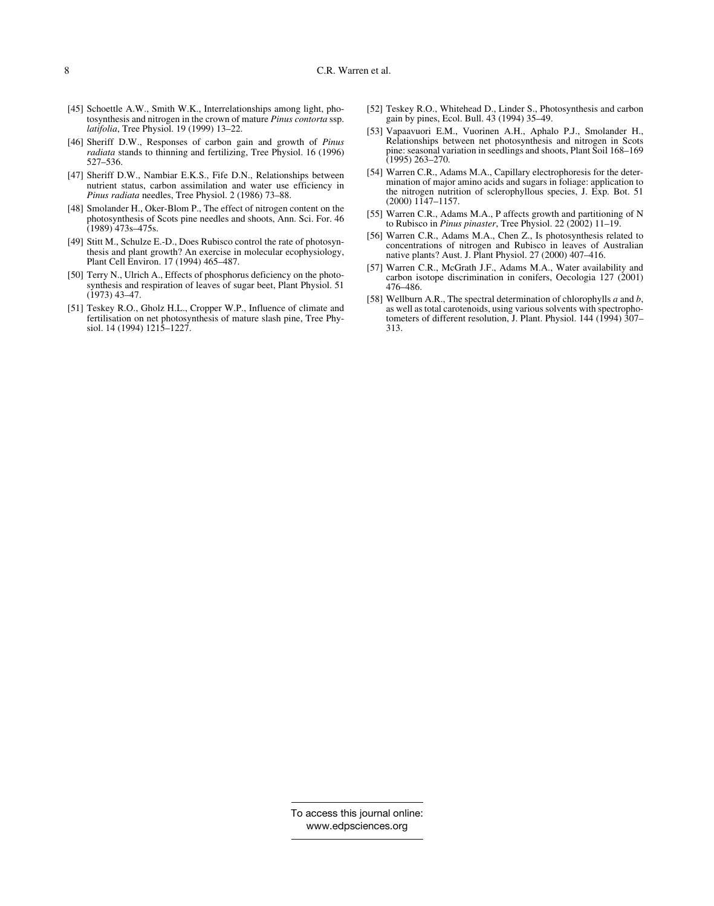[45] Schoettle A.W., Smith W.K., Interrelationships among light, photosynthesis and nitrogen in the crown of mature *Pinus contorta* ssp. *latifolia*, Tree Physiol. 19 (1999) 13–22.

[46] Sheriff D.W., Responses of carbon gain and growth of *Pinus radiata* stands to thinning and fertilizing, Tree Physiol. 16 (1996) 527–536.

[47] Sheriff D.W., Nambiar E.K.S., Fife D.N., Relationships between nutrient status, carbon assimilation and water use efficiency in *Pinus radiata* needles, Tree Physiol. 2 (1986) 73–88.

[48] Smolander H., Oker-Blom P., The effect of nitrogen content on the photosynthesis of Scots pine needles and shoots, Ann. Sci. For. 46 (1989) 473s–475s.

[49] Stitt M., Schulze E.-D., Does Rubisco control the rate of photosynthesis and plant growth? An exercise in molecular ecophysiology, Plant Cell Environ. 17 (1994) 465–487.

[50] Terry N., Ulrich A., Effects of phosphorus deficiency on the photosynthesis and respiration of leaves of sugar beet, Plant Physiol. 51 (1973) 43–47.

[51] Teskey R.O., Gholz H.L., Cropper W.P., Influence of climate and fertilisation on net photosynthesis of mature slash pine, Tree Physiol. 14 (1994) 1215–1227.

[52] Teskey R.O., Whitehead D., Linder S., Photosynthesis and carbon gain by pines, Ecol. Bull. 43 (1994) 35–49.

[53] Vapaavuori E.M., Vuorinen A.H., Aphalo P.J., Smolander H., Relationships between net photosynthesis and nitrogen in Scots pine: seasonal variation in seedlings and shoots, Plant Soil 168–169 (1995) 263–270.

[54] Warren C.R., Adams M.A., Capillary electrophoresis for the determination of major amino acids and sugars in foliage: application to the nitrogen nutrition of sclerophyllous species, J. Exp. Bot. 51 (2000) 1147–1157.

[55] Warren C.R., Adams M.A., P affects growth and partitioning of N to Rubisco in *Pinus pinaster*, Tree Physiol. 22 (2002) 11–19.

[56] Warren C.R., Adams M.A., Chen Z., Is photosynthesis related to concentrations of nitrogen and Rubisco in leaves of Australian native plants? Aust. J. Plant Physiol. 27 (2000) 407–416.

[57] Warren C.R., McGrath J.F., Adams M.A., Water availability and carbon isotope discrimination in conifers, Oecologia 127 (2001) 476–486.

[58] Wellburn A.R., The spectral determination of chlorophylls *a* and *b*, as well as total carotenoids, using various solvents with spectrophotometers of different resolution, J. Plant. Physiol. 144 (1994) 307–313.

To access this journal online:
www.edpsciences.org